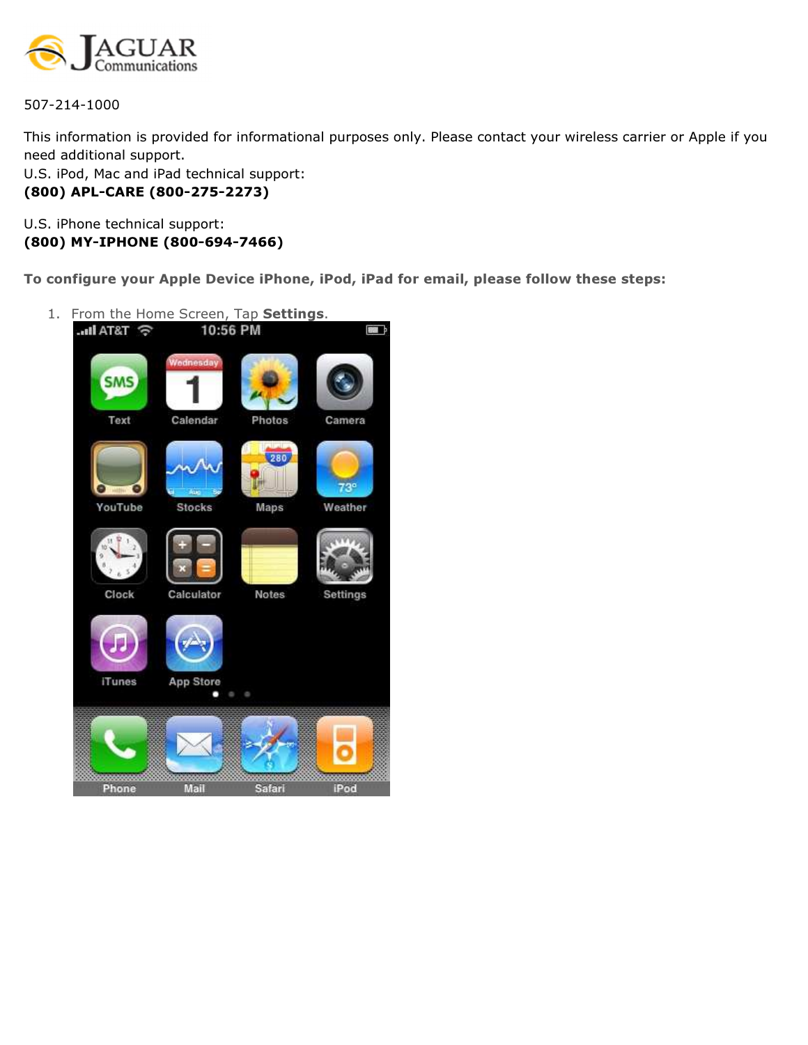JAGUAR Communications

507-214-1000

This information is provided for informational purposes only. Please contact your wireless carrier or Apple if you need additional support.
U.S. iPod, Mac and iPad technical support:
**(800) APL-CARE (800-275-2273)**

U.S. iPhone technical support:
**(800) MY-IPHONE (800-694-7466)**

**To configure your Apple Device iPhone, iPod, iPad for email, please follow these steps:**

1. From the Home Screen, Tap **Settings**.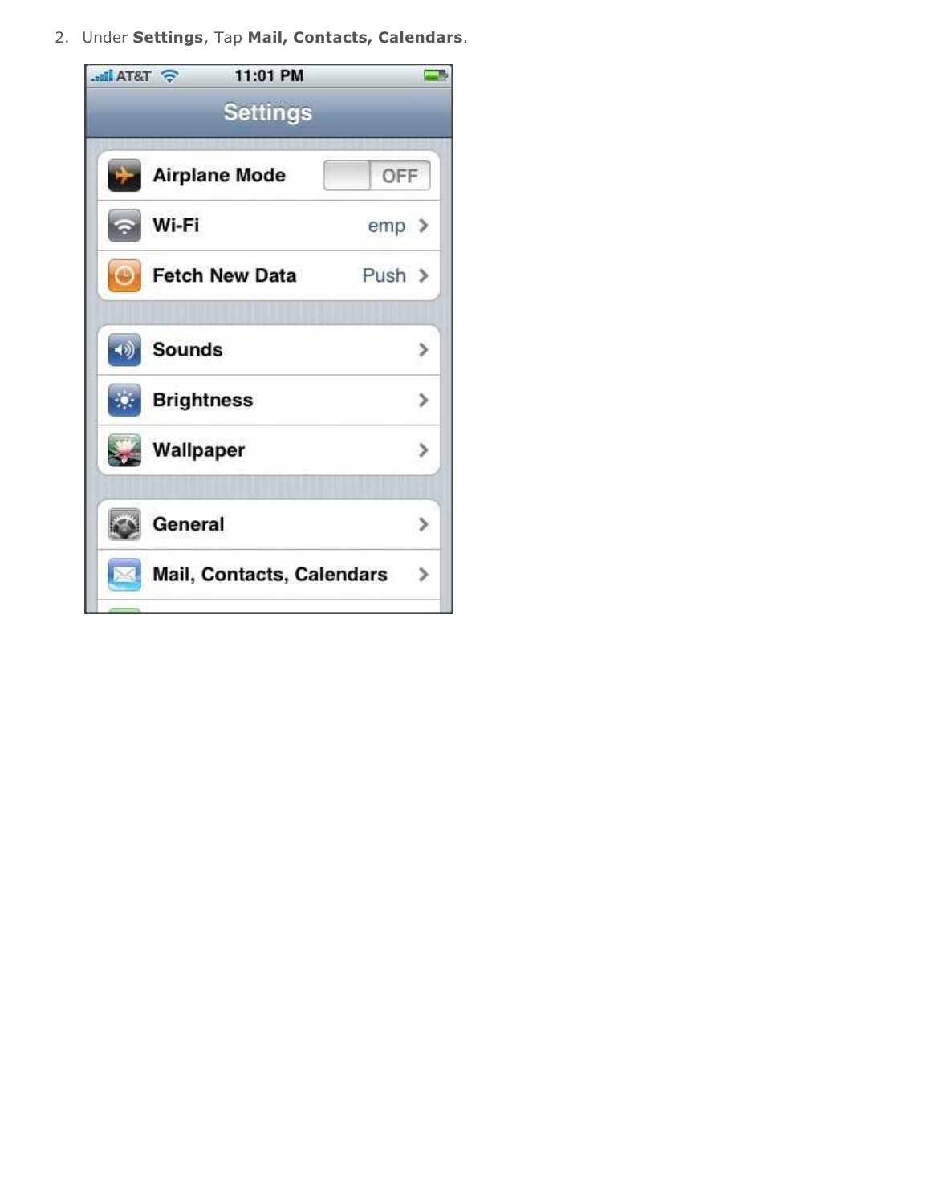2. Under **Settings**, Tap **Mail, Contacts, Calendars**.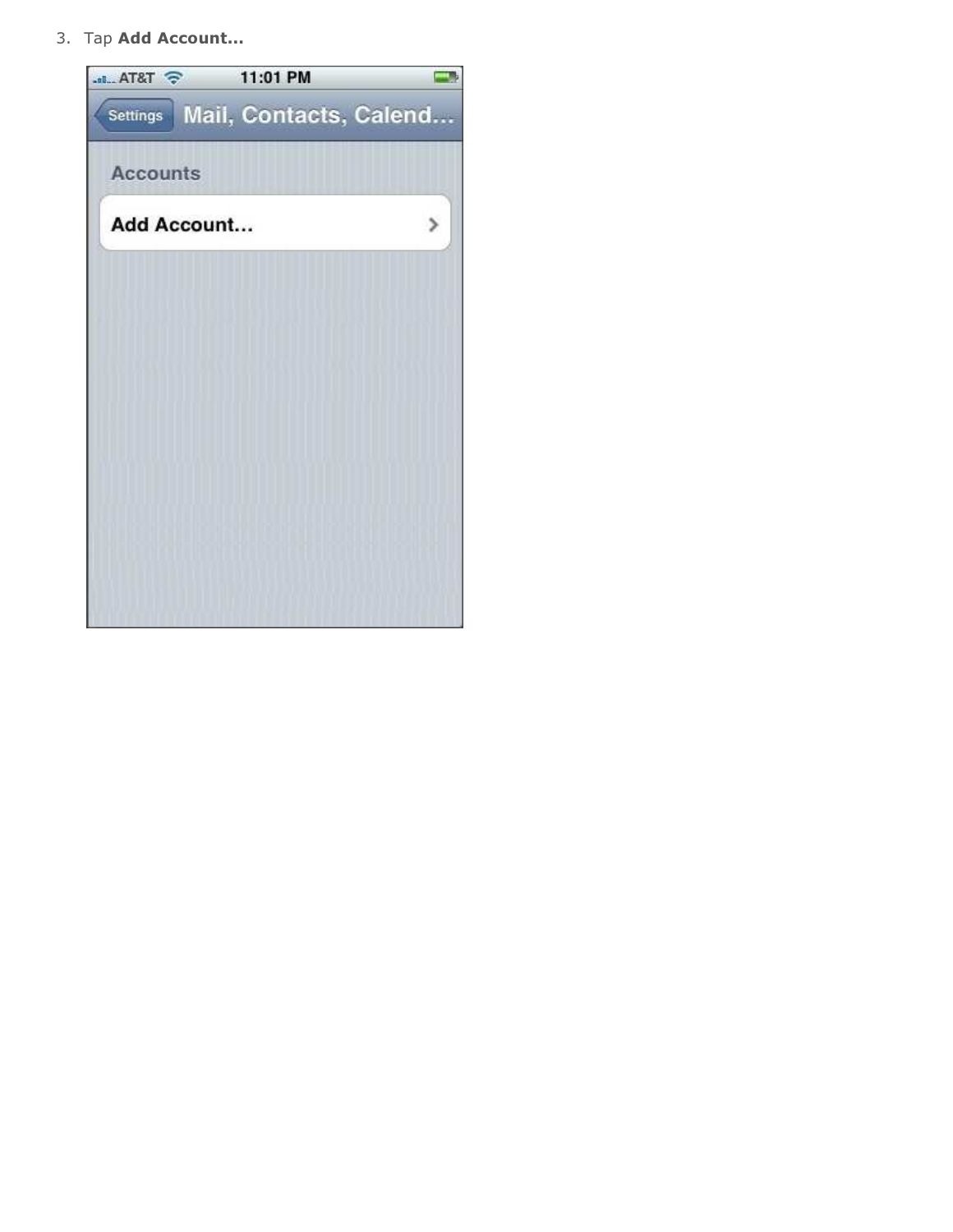3. Tap **Add Account...**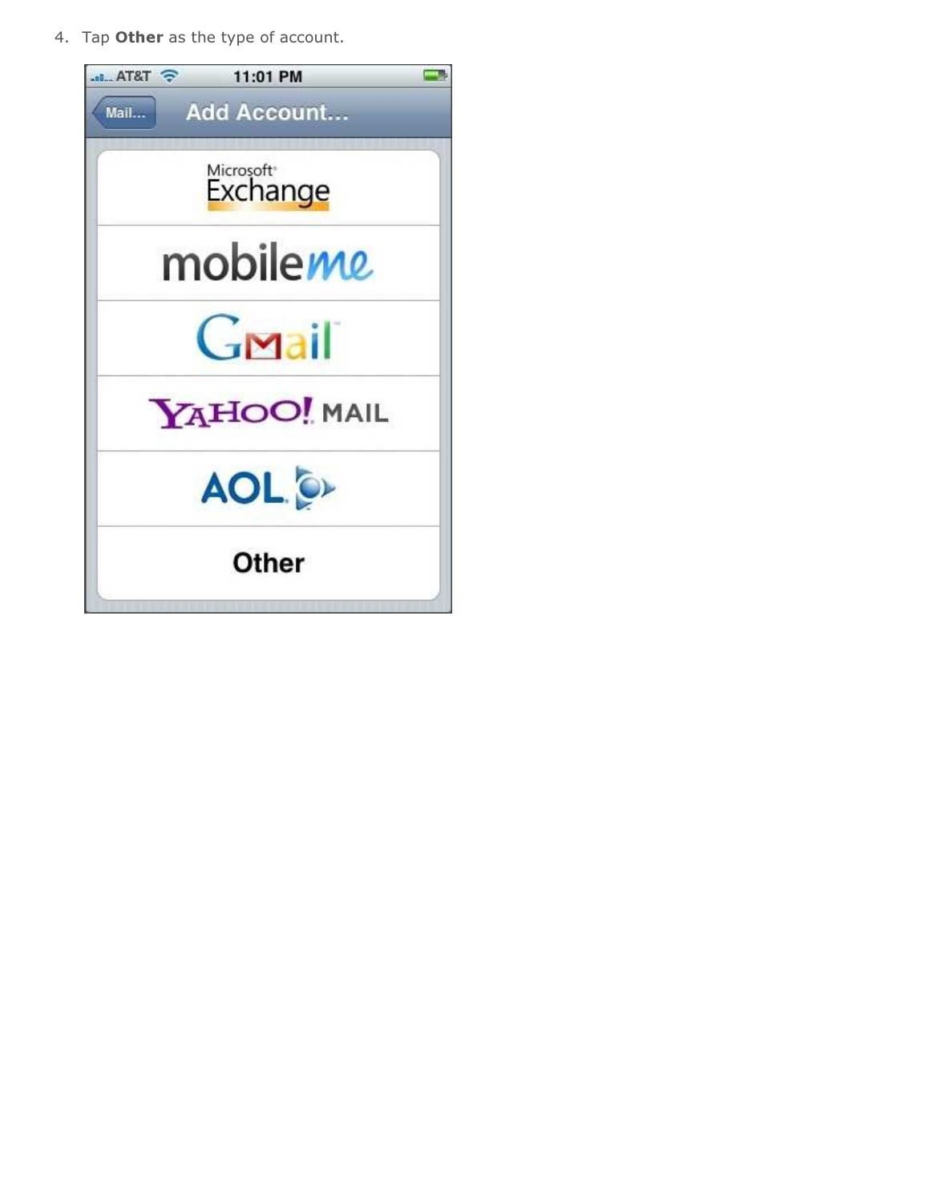4. Tap **Other** as the type of account.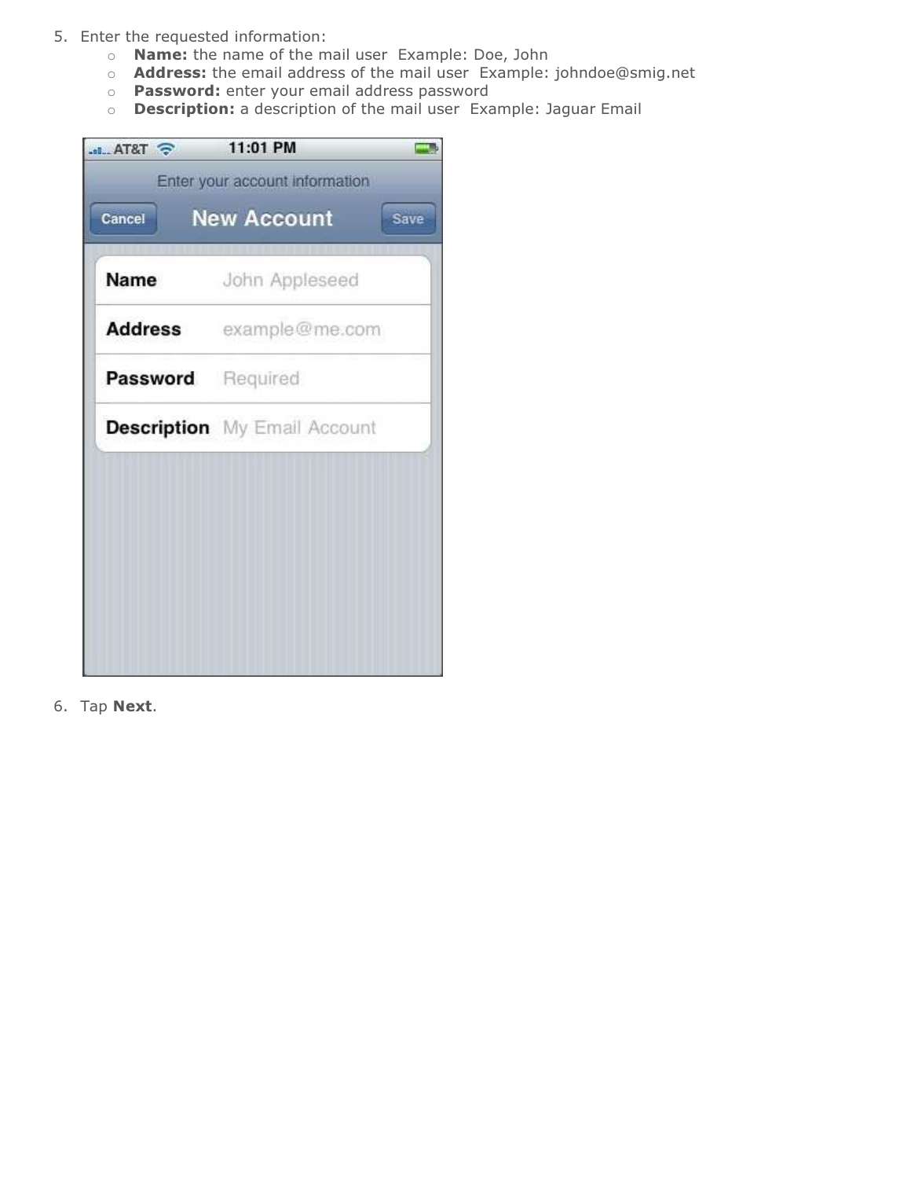5. Enter the requested information:
    - **Name:** the name of the mail user  Example: Doe, John
    - **Address:** the email address of the mail user  Example: johndoe@smig.net
    - **Password:** enter your email address password
    - **Description:** a description of the mail user  Example: Jaguar Email

6. Tap **Next**.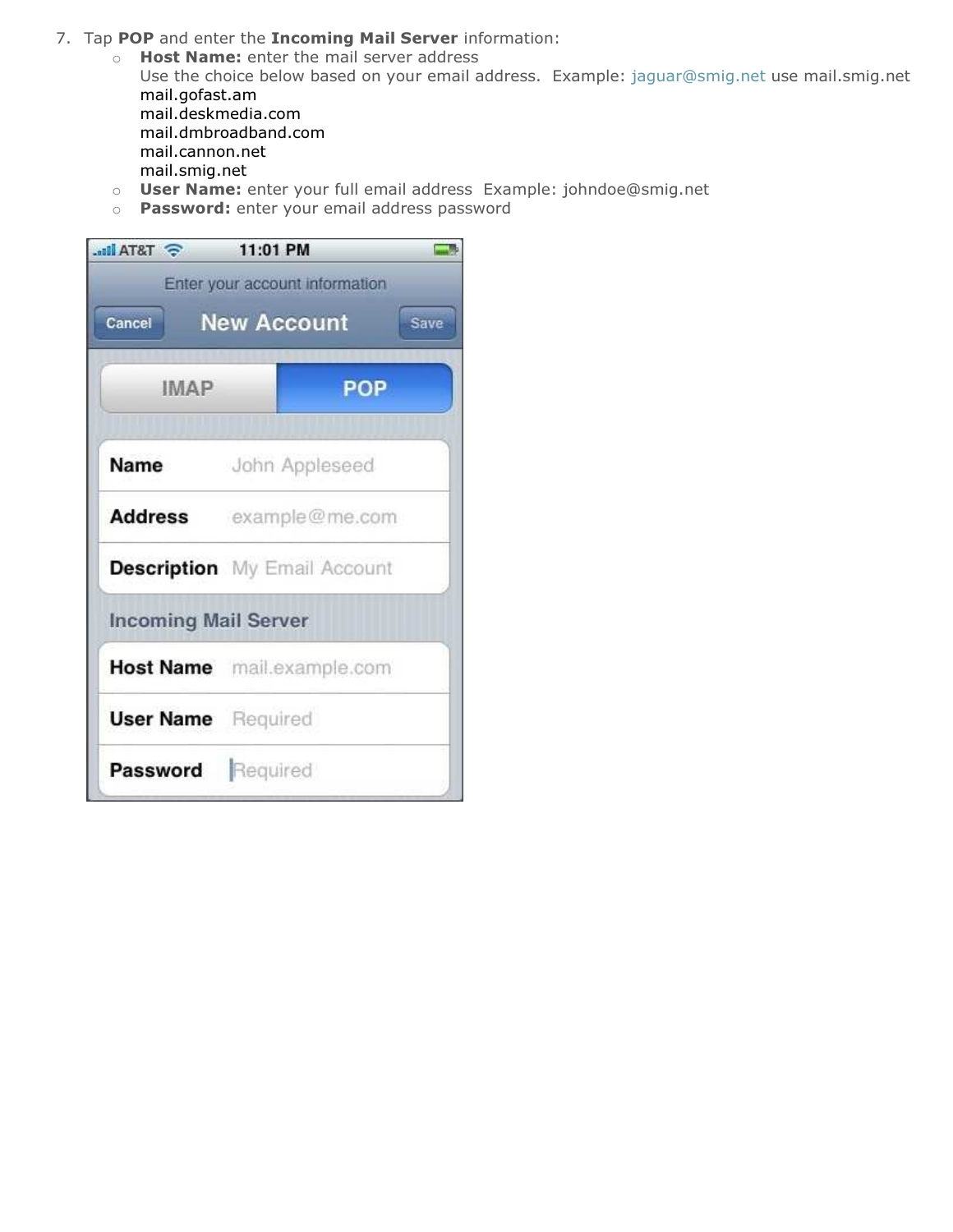7. Tap **POP** and enter the **Incoming Mail Server** information:
    - **Host Name:** enter the mail server address
      Use the choice below based on your email address.  Example: jaguar@smig.net use mail.smig.net
      mail.gofast.am
      mail.deskmedia.com
      mail.dmbroadband.com
      mail.cannon.net
      mail.smig.net
    - **User Name:** enter your full email address  Example: johndoe@smig.net
    - **Password:** enter your email address password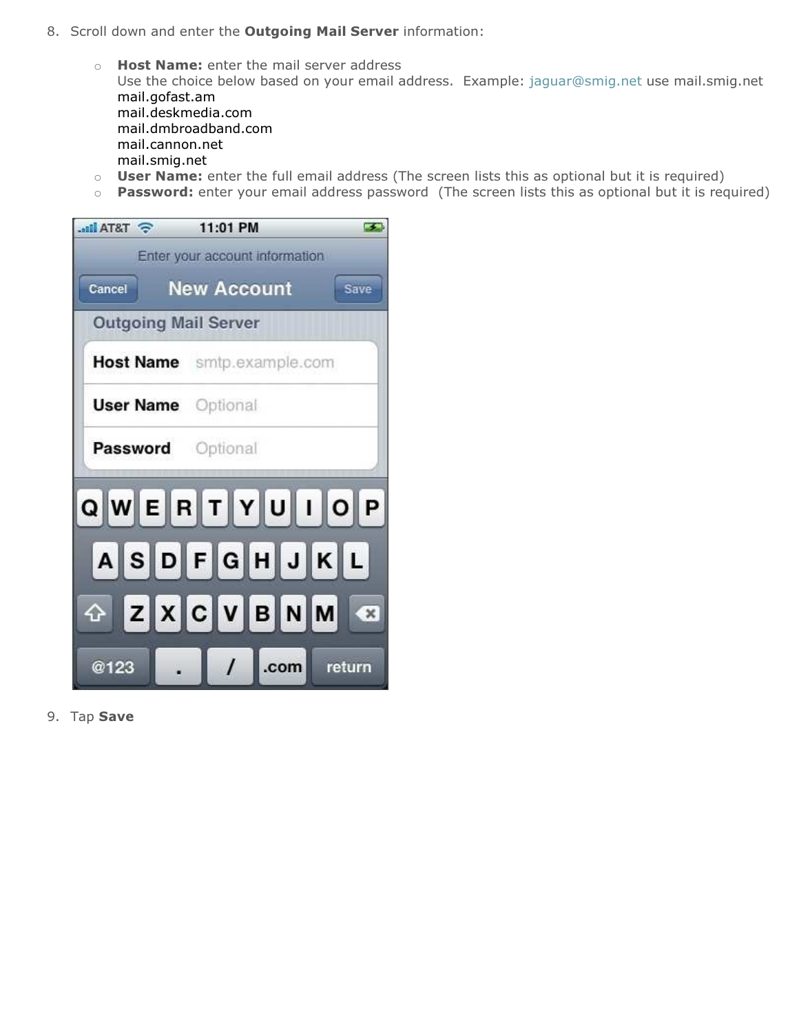8. Scroll down and enter the **Outgoing Mail Server** information:

    - **Host Name:** enter the mail server address
      Use the choice below based on your email address. Example: jaguar@smig.net use mail.smig.net
      mail.gofast.am
      mail.deskmedia.com
      mail.dmbroadband.com
      mail.cannon.net
      mail.smig.net
    - **User Name:** enter the full email address (The screen lists this as optional but it is required)
    - **Password:** enter your email address password (The screen lists this as optional but it is required)

9. Tap **Save**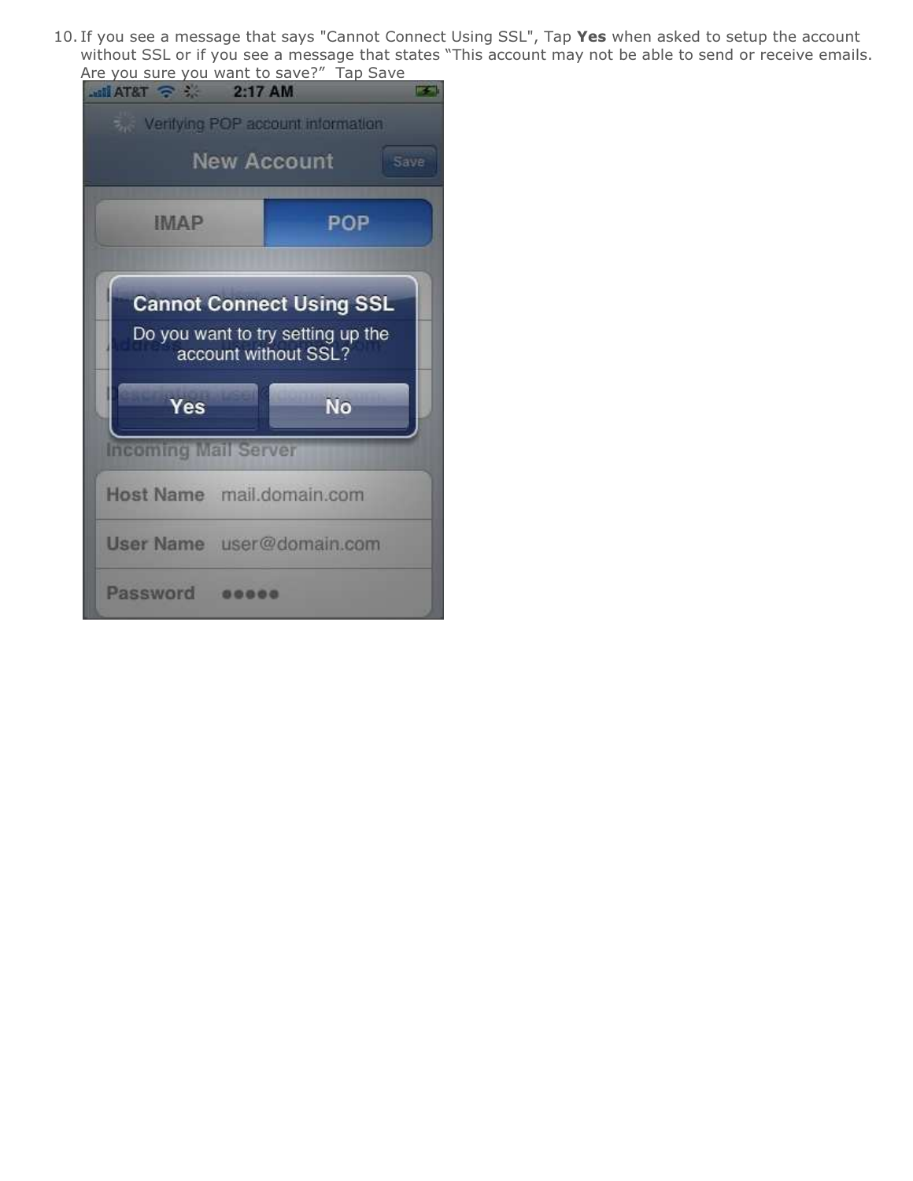10. If you see a message that says "Cannot Connect Using SSL", Tap **Yes** when asked to setup the account without SSL or if you see a message that states "This account may not be able to send or receive emails. Are you sure you want to save?" Tap Save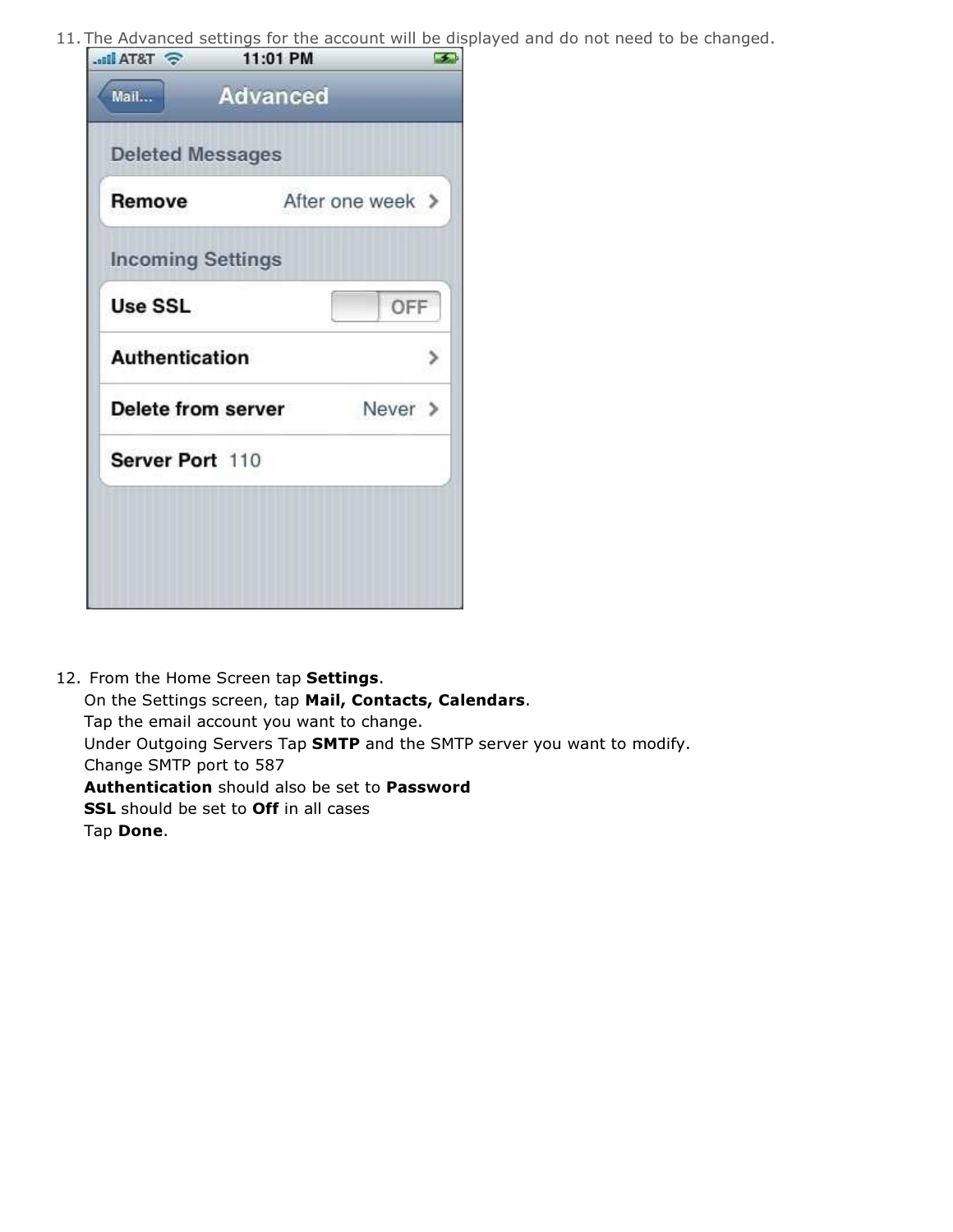11. The Advanced settings for the account will be displayed and do not need to be changed.

12. From the Home Screen tap **Settings**.
    On the Settings screen, tap **Mail, Contacts, Calendars**.
    Tap the email account you want to change.
    Under Outgoing Servers Tap **SMTP** and the SMTP server you want to modify.
    Change SMTP port to 587
    **Authentication** should also be set to **Password**
    **SSL** should be set to **Off** in all cases
    Tap **Done**.